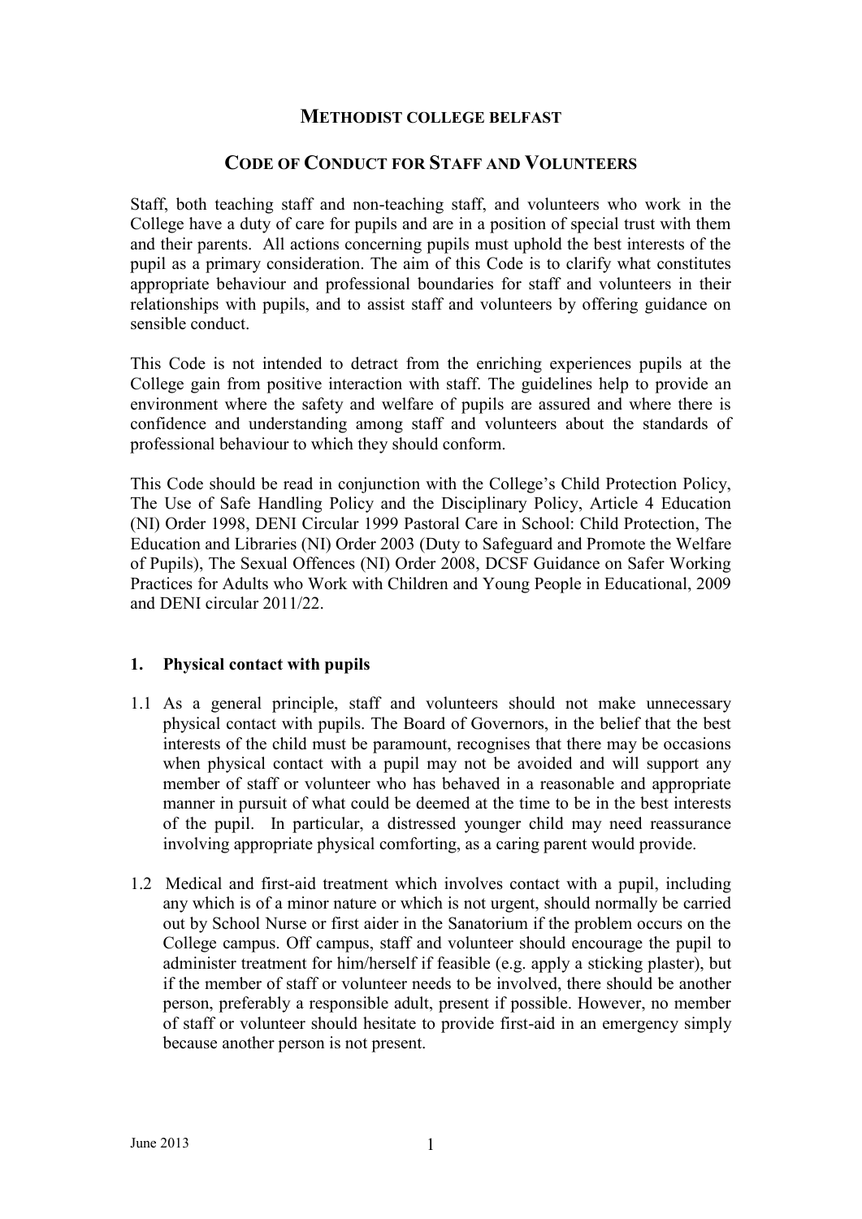# METHODIST COLLEGE BELFAST

## CODE OF CONDUCT FOR STAFF AND VOLUNTEERS

Staff, both teaching staff and non-teaching staff, and volunteers who work in the College have a duty of care for pupils and are in a position of special trust with them and their parents. All actions concerning pupils must uphold the best interests of the pupil as a primary consideration. The aim of this Code is to clarify what constitutes appropriate behaviour and professional boundaries for staff and volunteers in their relationships with pupils, and to assist staff and volunteers by offering guidance on sensible conduct.

This Code is not intended to detract from the enriching experiences pupils at the College gain from positive interaction with staff. The guidelines help to provide an environment where the safety and welfare of pupils are assured and where there is confidence and understanding among staff and volunteers about the standards of professional behaviour to which they should conform.

This Code should be read in conjunction with the College's Child Protection Policy, The Use of Safe Handling Policy and the Disciplinary Policy, Article 4 Education (NI) Order 1998, DENI Circular 1999 Pastoral Care in School: Child Protection, The Education and Libraries (NI) Order 2003 (Duty to Safeguard and Promote the Welfare of Pupils), The Sexual Offences (NI) Order 2008, DCSF Guidance on Safer Working Practices for Adults who Work with Children and Young People in Educational, 2009 and DENI circular 2011/22.

### 1. Physical contact with pupils

1.1 As a general principle, staff and volunteers should not make unnecessary physical contact with pupils. The Board of Governors, in the belief that the best interests of the child must be paramount, recognises that there may be occasions when physical contact with a pupil may not be avoided and will support any member of staff or volunteer who has behaved in a reasonable and appropriate manner in pursuit of what could be deemed at the time to be in the best interests of the pupil. In particular, a distressed younger child may need reassurance involving appropriate physical comforting, as a caring parent would provide.

1.2 Medical and first-aid treatment which involves contact with a pupil, including any which is of a minor nature or which is not urgent, should normally be carried out by School Nurse or first aider in the Sanatorium if the problem occurs on the College campus. Off campus, staff and volunteer should encourage the pupil to administer treatment for him/herself if feasible (e.g. apply a sticking plaster), but if the member of staff or volunteer needs to be involved, there should be another person, preferably a responsible adult, present if possible. However, no member of staff or volunteer should hesitate to provide first-aid in an emergency simply because another person is not present.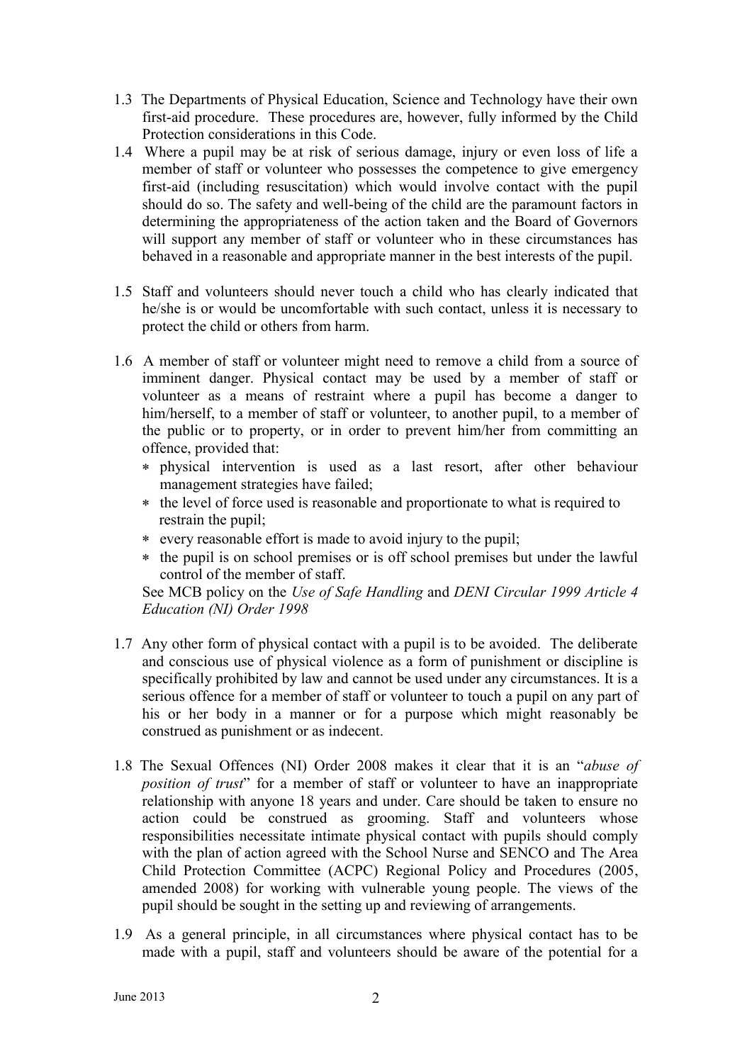1.3 The Departments of Physical Education, Science and Technology have their own first-aid procedure. These procedures are, however, fully informed by the Child Protection considerations in this Code.

1.4 Where a pupil may be at risk of serious damage, injury or even loss of life a member of staff or volunteer who possesses the competence to give emergency first-aid (including resuscitation) which would involve contact with the pupil should do so. The safety and well-being of the child are the paramount factors in determining the appropriateness of the action taken and the Board of Governors will support any member of staff or volunteer who in these circumstances has behaved in a reasonable and appropriate manner in the best interests of the pupil.

1.5 Staff and volunteers should never touch a child who has clearly indicated that he/she is or would be uncomfortable with such contact, unless it is necessary to protect the child or others from harm.

1.6 A member of staff or volunteer might need to remove a child from a source of imminent danger. Physical contact may be used by a member of staff or volunteer as a means of restraint where a pupil has become a danger to him/herself, to a member of staff or volunteer, to another pupil, to a member of the public or to property, or in order to prevent him/her from committing an offence, provided that:

- physical intervention is used as a last resort, after other behaviour management strategies have failed;
- the level of force used is reasonable and proportionate to what is required to restrain the pupil;
- every reasonable effort is made to avoid injury to the pupil;
- the pupil is on school premises or is off school premises but under the lawful control of the member of staff.

See MCB policy on the *Use of Safe Handling* and *DENI Circular 1999 Article 4 Education (NI) Order 1998*

1.7 Any other form of physical contact with a pupil is to be avoided. The deliberate and conscious use of physical violence as a form of punishment or discipline is specifically prohibited by law and cannot be used under any circumstances. It is a serious offence for a member of staff or volunteer to touch a pupil on any part of his or her body in a manner or for a purpose which might reasonably be construed as punishment or as indecent.

1.8 The Sexual Offences (NI) Order 2008 makes it clear that it is an "*abuse of position of trust*" for a member of staff or volunteer to have an inappropriate relationship with anyone 18 years and under. Care should be taken to ensure no action could be construed as grooming. Staff and volunteers whose responsibilities necessitate intimate physical contact with pupils should comply with the plan of action agreed with the School Nurse and SENCO and The Area Child Protection Committee (ACPC) Regional Policy and Procedures (2005, amended 2008) for working with vulnerable young people. The views of the pupil should be sought in the setting up and reviewing of arrangements.

1.9 As a general principle, in all circumstances where physical contact has to be made with a pupil, staff and volunteers should be aware of the potential for a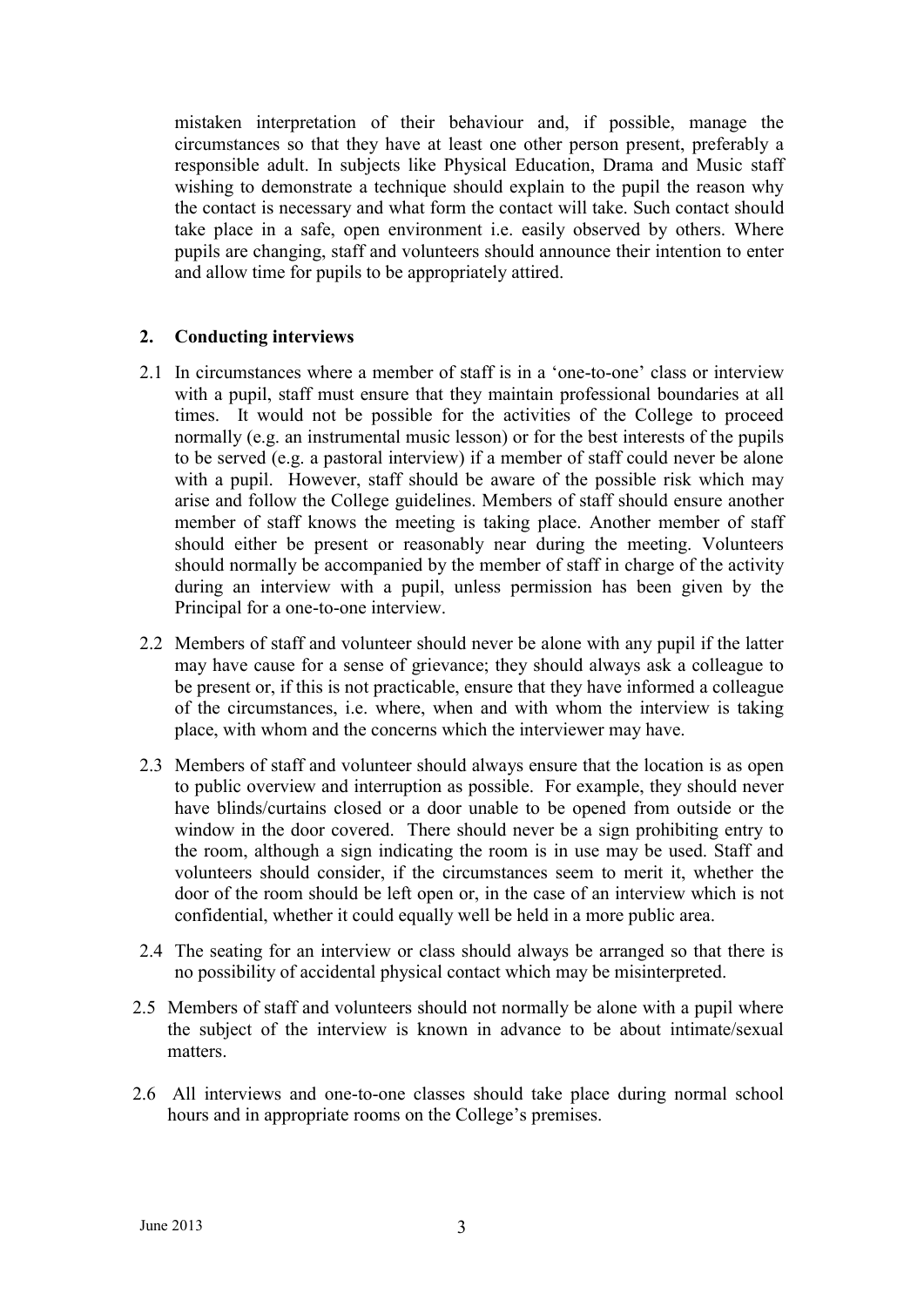mistaken interpretation of their behaviour and, if possible, manage the circumstances so that they have at least one other person present, preferably a responsible adult. In subjects like Physical Education, Drama and Music staff wishing to demonstrate a technique should explain to the pupil the reason why the contact is necessary and what form the contact will take. Such contact should take place in a safe, open environment i.e. easily observed by others. Where pupils are changing, staff and volunteers should announce their intention to enter and allow time for pupils to be appropriately attired.

## 2. Conducting interviews

2.1 In circumstances where a member of staff is in a 'one-to-one' class or interview with a pupil, staff must ensure that they maintain professional boundaries at all times. It would not be possible for the activities of the College to proceed normally (e.g. an instrumental music lesson) or for the best interests of the pupils to be served (e.g. a pastoral interview) if a member of staff could never be alone with a pupil. However, staff should be aware of the possible risk which may arise and follow the College guidelines. Members of staff should ensure another member of staff knows the meeting is taking place. Another member of staff should either be present or reasonably near during the meeting. Volunteers should normally be accompanied by the member of staff in charge of the activity during an interview with a pupil, unless permission has been given by the Principal for a one-to-one interview.

2.2 Members of staff and volunteer should never be alone with any pupil if the latter may have cause for a sense of grievance; they should always ask a colleague to be present or, if this is not practicable, ensure that they have informed a colleague of the circumstances, i.e. where, when and with whom the interview is taking place, with whom and the concerns which the interviewer may have.

2.3 Members of staff and volunteer should always ensure that the location is as open to public overview and interruption as possible. For example, they should never have blinds/curtains closed or a door unable to be opened from outside or the window in the door covered. There should never be a sign prohibiting entry to the room, although a sign indicating the room is in use may be used. Staff and volunteers should consider, if the circumstances seem to merit it, whether the door of the room should be left open or, in the case of an interview which is not confidential, whether it could equally well be held in a more public area.

2.4 The seating for an interview or class should always be arranged so that there is no possibility of accidental physical contact which may be misinterpreted.

2.5 Members of staff and volunteers should not normally be alone with a pupil where the subject of the interview is known in advance to be about intimate/sexual matters.

2.6 All interviews and one-to-one classes should take place during normal school hours and in appropriate rooms on the College's premises.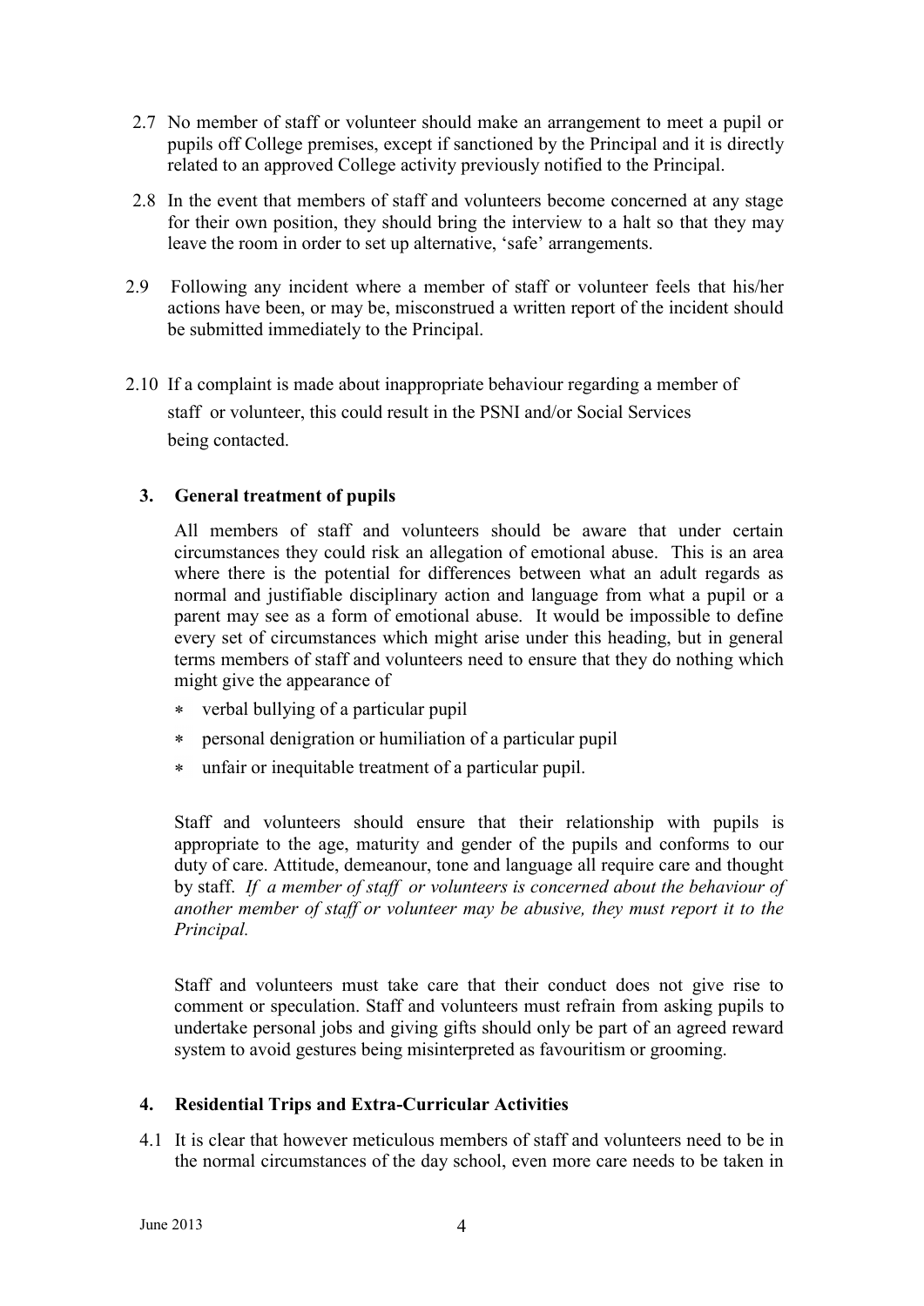2.7 No member of staff or volunteer should make an arrangement to meet a pupil or pupils off College premises, except if sanctioned by the Principal and it is directly related to an approved College activity previously notified to the Principal.

2.8 In the event that members of staff and volunteers become concerned at any stage for their own position, they should bring the interview to a halt so that they may leave the room in order to set up alternative, 'safe' arrangements.

2.9 Following any incident where a member of staff or volunteer feels that his/her actions have been, or may be, misconstrued a written report of the incident should be submitted immediately to the Principal.

2.10 If a complaint is made about inappropriate behaviour regarding a member of staff or volunteer, this could result in the PSNI and/or Social Services being contacted.

## 3. General treatment of pupils

All members of staff and volunteers should be aware that under certain circumstances they could risk an allegation of emotional abuse. This is an area where there is the potential for differences between what an adult regards as normal and justifiable disciplinary action and language from what a pupil or a parent may see as a form of emotional abuse. It would be impossible to define every set of circumstances which might arise under this heading, but in general terms members of staff and volunteers need to ensure that they do nothing which might give the appearance of

* verbal bullying of a particular pupil
* personal denigration or humiliation of a particular pupil
* unfair or inequitable treatment of a particular pupil.

Staff and volunteers should ensure that their relationship with pupils is appropriate to the age, maturity and gender of the pupils and conforms to our duty of care. Attitude, demeanour, tone and language all require care and thought by staff. *If a member of staff or volunteers is concerned about the behaviour of another member of staff or volunteer may be abusive, they must report it to the Principal.*

Staff and volunteers must take care that their conduct does not give rise to comment or speculation. Staff and volunteers must refrain from asking pupils to undertake personal jobs and giving gifts should only be part of an agreed reward system to avoid gestures being misinterpreted as favouritism or grooming.

## 4. Residential Trips and Extra-Curricular Activities

4.1 It is clear that however meticulous members of staff and volunteers need to be in the normal circumstances of the day school, even more care needs to be taken in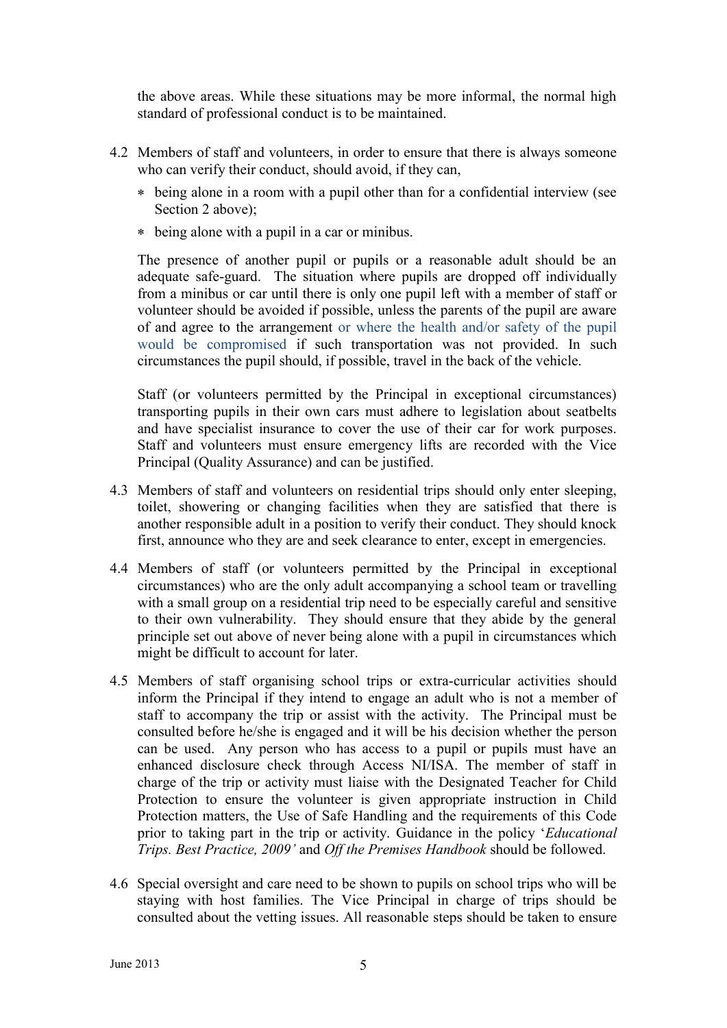the above areas. While these situations may be more informal, the normal high standard of professional conduct is to be maintained.

4.2 Members of staff and volunteers, in order to ensure that there is always someone who can verify their conduct, should avoid, if they can,

   * being alone in a room with a pupil other than for a confidential interview (see Section 2 above);
   * being alone with a pupil in a car or minibus.

   The presence of another pupil or pupils or a reasonable adult should be an adequate safe-guard. The situation where pupils are dropped off individually from a minibus or car until there is only one pupil left with a member of staff or volunteer should be avoided if possible, unless the parents of the pupil are aware of and agree to the arrangement or where the health and/or safety of the pupil would be compromised if such transportation was not provided. In such circumstances the pupil should, if possible, travel in the back of the vehicle.

   Staff (or volunteers permitted by the Principal in exceptional circumstances) transporting pupils in their own cars must adhere to legislation about seatbelts and have specialist insurance to cover the use of their car for work purposes. Staff and volunteers must ensure emergency lifts are recorded with the Vice Principal (Quality Assurance) and can be justified.

4.3 Members of staff and volunteers on residential trips should only enter sleeping, toilet, showering or changing facilities when they are satisfied that there is another responsible adult in a position to verify their conduct. They should knock first, announce who they are and seek clearance to enter, except in emergencies.

4.4 Members of staff (or volunteers permitted by the Principal in exceptional circumstances) who are the only adult accompanying a school team or travelling with a small group on a residential trip need to be especially careful and sensitive to their own vulnerability. They should ensure that they abide by the general principle set out above of never being alone with a pupil in circumstances which might be difficult to account for later.

4.5 Members of staff organising school trips or extra-curricular activities should inform the Principal if they intend to engage an adult who is not a member of staff to accompany the trip or assist with the activity. The Principal must be consulted before he/she is engaged and it will be his decision whether the person can be used. Any person who has access to a pupil or pupils must have an enhanced disclosure check through Access NI/ISA. The member of staff in charge of the trip or activity must liaise with the Designated Teacher for Child Protection to ensure the volunteer is given appropriate instruction in Child Protection matters, the Use of Safe Handling and the requirements of this Code prior to taking part in the trip or activity. Guidance in the policy '*Educational Trips. Best Practice, 2009'* and *Off the Premises Handbook* should be followed.

4.6 Special oversight and care need to be shown to pupils on school trips who will be staying with host families. The Vice Principal in charge of trips should be consulted about the vetting issues. All reasonable steps should be taken to ensure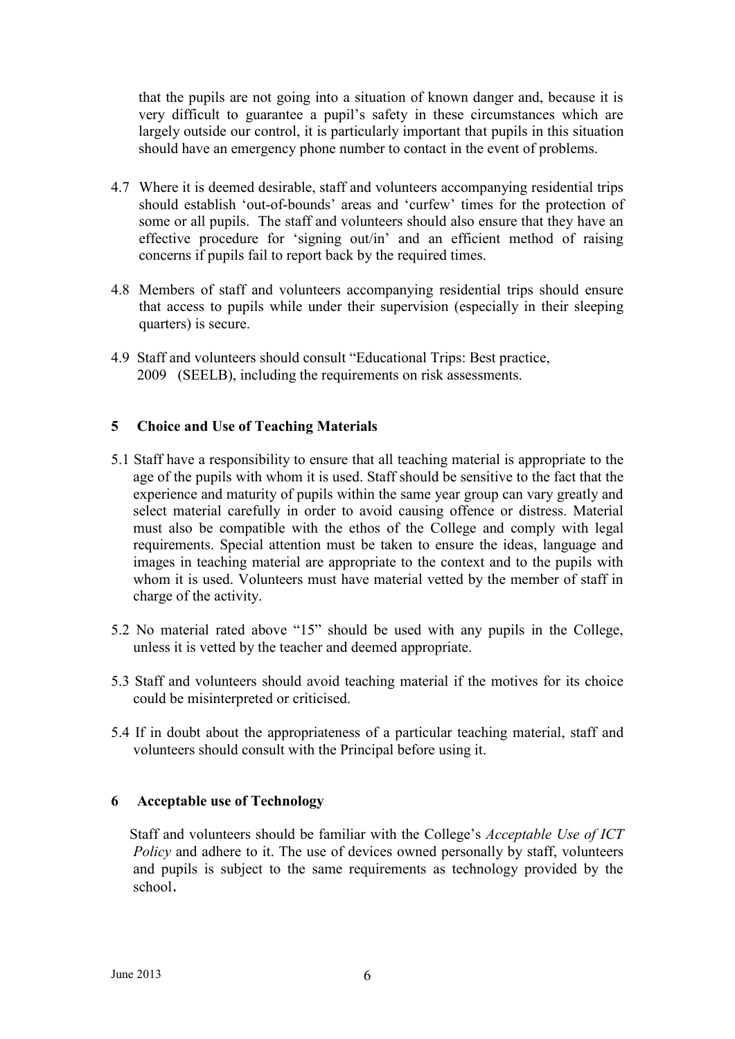that the pupils are not going into a situation of known danger and, because it is very difficult to guarantee a pupil's safety in these circumstances which are largely outside our control, it is particularly important that pupils in this situation should have an emergency phone number to contact in the event of problems.

4.7 Where it is deemed desirable, staff and volunteers accompanying residential trips should establish 'out-of-bounds' areas and 'curfew' times for the protection of some or all pupils. The staff and volunteers should also ensure that they have an effective procedure for 'signing out/in' and an efficient method of raising concerns if pupils fail to report back by the required times.

4.8 Members of staff and volunteers accompanying residential trips should ensure that access to pupils while under their supervision (especially in their sleeping quarters) is secure.

4.9 Staff and volunteers should consult "Educational Trips: Best practice, 2009 (SEELB), including the requirements on risk assessments.

## 5 Choice and Use of Teaching Materials

5.1 Staff have a responsibility to ensure that all teaching material is appropriate to the age of the pupils with whom it is used. Staff should be sensitive to the fact that the experience and maturity of pupils within the same year group can vary greatly and select material carefully in order to avoid causing offence or distress. Material must also be compatible with the ethos of the College and comply with legal requirements. Special attention must be taken to ensure the ideas, language and images in teaching material are appropriate to the context and to the pupils with whom it is used. Volunteers must have material vetted by the member of staff in charge of the activity.

5.2 No material rated above "15" should be used with any pupils in the College, unless it is vetted by the teacher and deemed appropriate.

5.3 Staff and volunteers should avoid teaching material if the motives for its choice could be misinterpreted or criticised.

5.4 If in doubt about the appropriateness of a particular teaching material, staff and volunteers should consult with the Principal before using it.

## 6 Acceptable use of Technology

Staff and volunteers should be familiar with the College's *Acceptable Use of ICT Policy* and adhere to it. The use of devices owned personally by staff, volunteers and pupils is subject to the same requirements as technology provided by the school.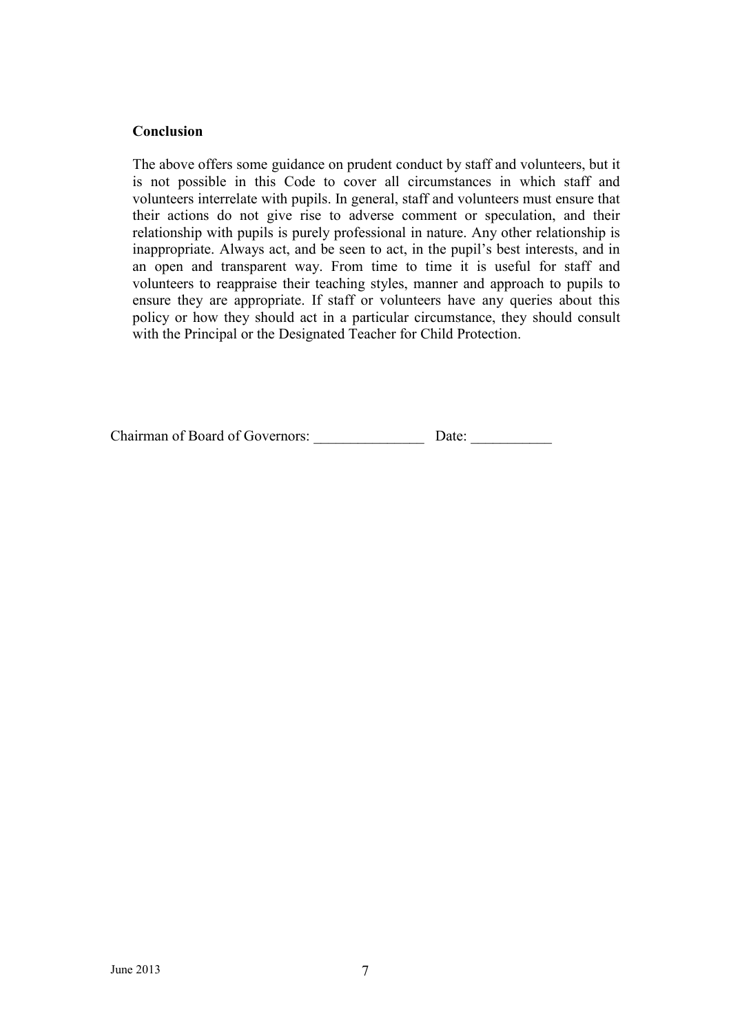**Conclusion**

The above offers some guidance on prudent conduct by staff and volunteers, but it is not possible in this Code to cover all circumstances in which staff and volunteers interrelate with pupils. In general, staff and volunteers must ensure that their actions do not give rise to adverse comment or speculation, and their relationship with pupils is purely professional in nature. Any other relationship is inappropriate. Always act, and be seen to act, in the pupil's best interests, and in an open and transparent way. From time to time it is useful for staff and volunteers to reappraise their teaching styles, manner and approach to pupils to ensure they are appropriate. If staff or volunteers have any queries about this policy or how they should act in a particular circumstance, they should consult with the Principal or the Designated Teacher for Child Protection.

Chairman of Board of Governors: _______________ Date: ___________